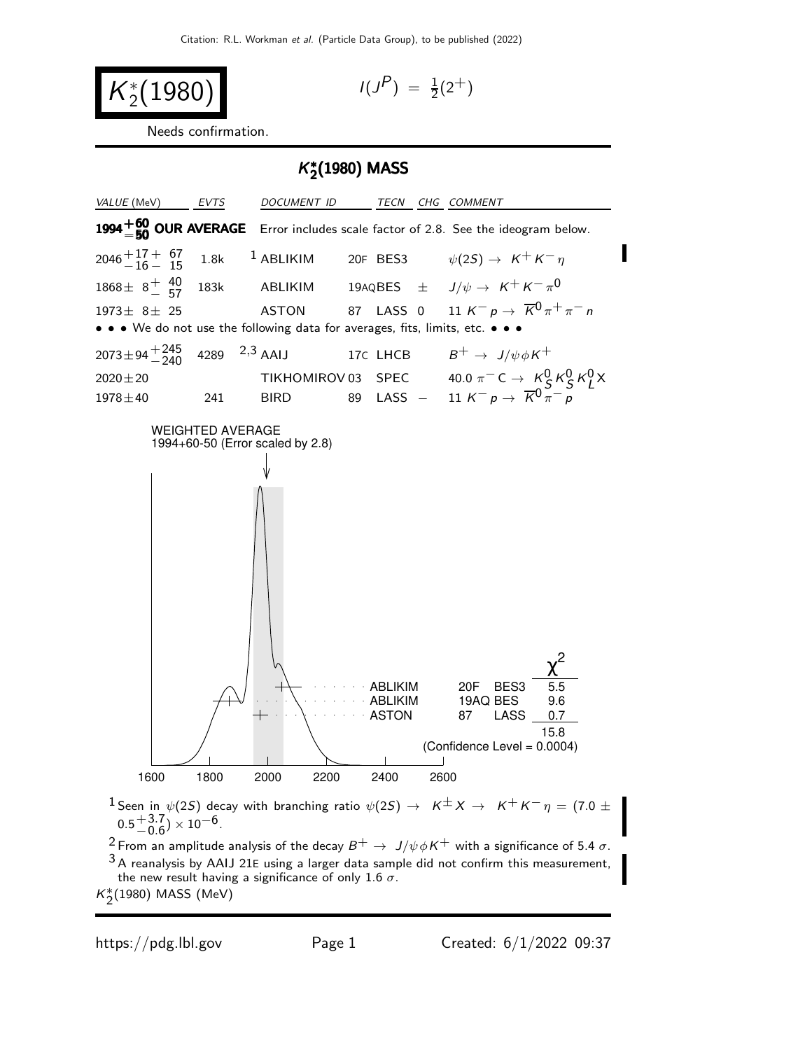# $K_2^*(1980)$

$I(J^P) = \frac{1}{2}(2^+)$

Needs confirmation.

## $K_2^*(1980)$ MASS

| VALUE (MeV) | EVTS | DOCUMENT ID | | TECN | CHG | COMMENT |
|---|---|---|---|---|---|---|
| **$1994^{+60}_{-50}$ OUR AVERAGE** | | Error includes scale factor of 2.8. See the ideogram below. | | | | |
| $2046^{+17}_{-16}{}^{+67}_{-15}$ | 1.8k | [1] ABLIKIM | 20F | BES3 | | $\psi(2S) \to K^+K^-\eta$ |
| $1868 \pm 8^{+40}_{-57}$ | 183k | ABLIKIM | 19AQ | BES | $\pm$ | $J/\psi \to K^+K^-\pi^0$ |
| $1973 \pm 8 \pm 25$ | | ASTON | 87 | LASS | 0 | $11\ K^-p \to \overline{K}^0\pi^+\pi^-n$ |
| • • • We do not use the following data for averages, fits, limits, etc. • • • | | | | | | |
| $2073 \pm 94^{+245}_{-240}$ | 4289 | [2,3] AAIJ | 17C | LHCB | | $B^+ \to J/\psi\phi K^+$ |
| $2020 \pm 20$ | | TIKHOMIROV | 03 | SPEC | | $40.0\ \pi^-\text{C} \to K_S^0K_S^0K_L^0X$ |
| $1978 \pm 40$ | 241 | BIRD | 89 | LASS | $-$ | $11\ K^-p \to \overline{K}^0\pi^-p$ |

WEIGHTED AVERAGE
1994+60-50 (Error scaled by 2.8)

| | | | $\chi^2$ |
|---|---|---|---|
| ABLIKIM | 20F | BES3 | 5.5 |
| ABLIKIM | 19AQ | BES | 9.6 |
| ASTON | 87 | LASS | 0.7 |
| | | | 15.8 |

(Confidence Level = 0.0004)

$K_2^*(1980)$ MASS (MeV)

[1] Seen in $\psi(2S)$ decay with branching ratio $\psi(2S) \to K^\pm X \to K^+K^-\eta = (7.0 \pm 0.5^{+3.7}_{-0.6}) \times 10^{-6}$.

[2] From an amplitude analysis of the decay $B^+ \to J/\psi\phi K^+$ with a significance of 5.4 $\sigma$.

[3] A reanalysis by AAIJ 21E using a larger data sample did not confirm this measurement, the new result having a significance of only 1.6 $\sigma$.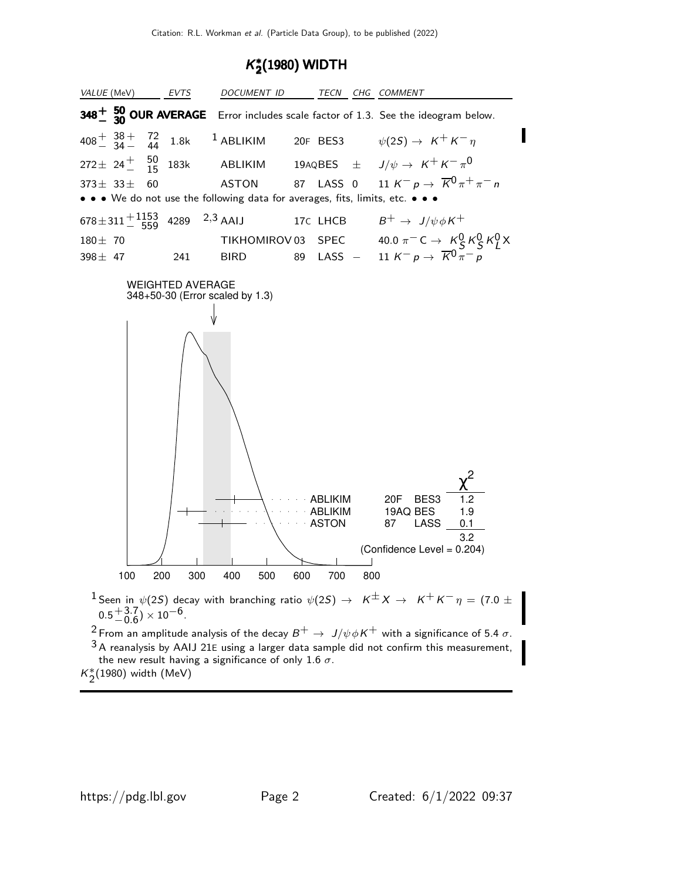# $K_2^*(1980)$ WIDTH

| VALUE (MeV) | EVTS | DOCUMENT ID | | TECN | CHG | COMMENT |
|---|---|---|---|---|---|---|
| **$348^{+50}_{-30}$ OUR AVERAGE** | | Error includes scale factor of 1.3. See the ideogram below. | | | | |
| $408^{+38}_{-34}{}^{+72}_{-44}$ | 1.8k | [1] ABLIKIM | 20F | BES3 | | $\psi(2S) \to K^+ K^- \eta$ |
| $272 \pm 24^{+50}_{-15}$ | 183k | ABLIKIM | 19AQ | BES | $\pm$ | $J/\psi \to K^+ K^- \pi^0$ |
| $373 \pm 33 \pm 60$ | | ASTON | 87 | LASS | 0 | $11\ K^- p \to \overline{K}^0 \pi^+ \pi^- n$ |
| • • • We do not use the following data for averages, fits, limits, etc. • • • | | | | | | |
| $678 \pm 311^{+1153}_{-559}$ | 4289 | [2,3] AAIJ | 17C | LHCB | | $B^+ \to J/\psi \phi K^+$ |
| $180 \pm 70$ | | TIKHOMIROV | 03 | SPEC | | $40.0\ \pi^- C \to K_S^0 K_S^0 K_L^0 X$ |
| $398 \pm 47$ | 241 | BIRD | 89 | LASS | $-$ | $11\ K^- p \to \overline{K}^0 \pi^- p$ |

WEIGHTED AVERAGE
348+50-30 (Error scaled by 1.3)

| | | | $\chi^2$ |
|---|---|---|---|
| ABLIKIM | 20F | BES3 | 1.2 |
| ABLIKIM | 19AQ | BES | 1.9 |
| ASTON | 87 | LASS | 0.1 |
| | | | 3.2 |

(Confidence Level = 0.204)

$K_2^*(1980)$ width (MeV)

[1] Seen in $\psi(2S)$ decay with branching ratio $\psi(2S) \to K^\pm X \to K^+ K^- \eta = (7.0 \pm 0.5^{+3.7}_{-0.6}) \times 10^{-6}$.

[2] From an amplitude analysis of the decay $B^+ \to J/\psi \phi K^+$ with a significance of 5.4 $\sigma$.

[3] A reanalysis by AAIJ 21E using a larger data sample did not confirm this measurement, the new result having a significance of only 1.6 $\sigma$.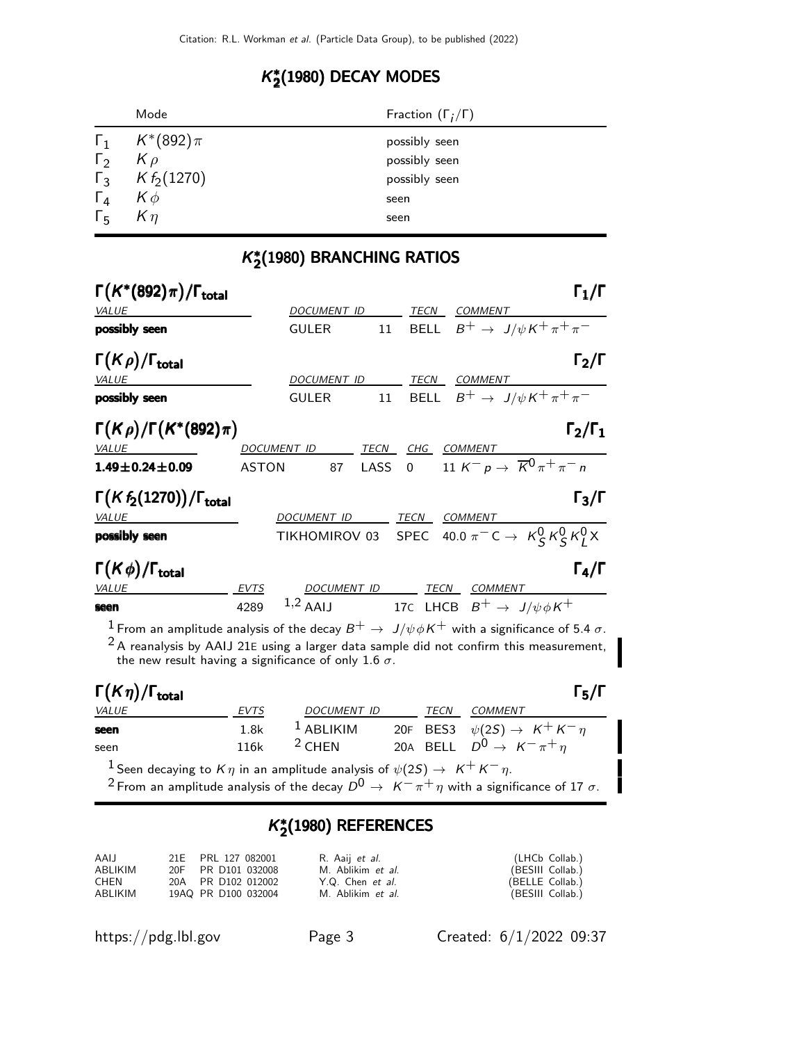## $K_2^*(1980)$ DECAY MODES

| | Mode | Fraction ($\Gamma_i/\Gamma$) |
|---|---|---|
| $\Gamma_1$ | $K^*(892)\pi$ | possibly seen |
| $\Gamma_2$ | $K\rho$ | possibly seen |
| $\Gamma_3$ | $K f_2(1270)$ | possibly seen |
| $\Gamma_4$ | $K\phi$ | seen |
| $\Gamma_5$ | $K\eta$ | seen |

## $K_2^*(1980)$ BRANCHING RATIOS

### $\Gamma(K^*(892)\pi)/\Gamma_{\text{total}}$ — $\Gamma_1/\Gamma$

| VALUE | DOCUMENT ID | | TECN | COMMENT |
|---|---|---|---|---|
| **possibly seen** | GULER | 11 | BELL | $B^+ \to J/\psi K^+ \pi^+ \pi^-$ |

### $\Gamma(K\rho)/\Gamma_{\text{total}}$ — $\Gamma_2/\Gamma$

| VALUE | DOCUMENT ID | | TECN | COMMENT |
|---|---|---|---|---|
| **possibly seen** | GULER | 11 | BELL | $B^+ \to J/\psi K^+ \pi^+ \pi^-$ |

### $\Gamma(K\rho)/\Gamma(K^*(892)\pi)$ — $\Gamma_2/\Gamma_1$

| VALUE | DOCUMENT ID | | TECN | CHG | COMMENT |
|---|---|---|---|---|---|
| **1.49±0.24±0.09** | ASTON | 87 | LASS | 0 | 11 $K^- p \to \overline{K}^0 \pi^+ \pi^- n$ |

### $\Gamma(K f_2(1270))/\Gamma_{\text{total}}$ — $\Gamma_3/\Gamma$

| VALUE | DOCUMENT ID | | TECN | COMMENT |
|---|---|---|---|---|
| **possibly seen** | TIKHOMIROV | 03 | SPEC | 40.0 $\pi^- C \to K_S^0 K_S^0 K_L^0 X$ |

### $\Gamma(K\phi)/\Gamma_{\text{total}}$ — $\Gamma_4/\Gamma$

| VALUE | EVTS | DOCUMENT ID | | TECN | COMMENT |
|---|---|---|---|---|---|
| **seen** | 4289 | [1,2] AAIJ | 17C | LHCB | $B^+ \to J/\psi \phi K^+$ |

[1] From an amplitude analysis of the decay $B^+ \to J/\psi \phi K^+$ with a significance of 5.4 $\sigma$.
[2] A reanalysis by AAIJ 21E using a larger data sample did not confirm this measurement, the new result having a significance of only 1.6 $\sigma$.

### $\Gamma(K\eta)/\Gamma_{\text{total}}$ — $\Gamma_5/\Gamma$

| VALUE | EVTS | DOCUMENT ID | | TECN | COMMENT |
|---|---|---|---|---|---|
| **seen** | 1.8k | [1] ABLIKIM | 20F | BES3 | $\psi(2S) \to K^+ K^- \eta$ |
| seen | 116k | [2] CHEN | 20A | BELL | $D^0 \to K^- \pi^+ \eta$ |

[1] Seen decaying to $K\eta$ in an amplitude analysis of $\psi(2S) \to K^+ K^- \eta$.
[2] From an amplitude analysis of the decay $D^0 \to K^- \pi^+ \eta$ with a significance of 17 $\sigma$.

## $K_2^*(1980)$ REFERENCES

| | | | | |
|---|---|---|---|---|
| AAIJ | 21E | PRL 127 082001 | R. Aaij *et al.* | (LHCb Collab.) |
| ABLIKIM | 20F | PR D101 032008 | M. Ablikim *et al.* | (BESIII Collab.) |
| CHEN | 20A | PR D102 012002 | Y.Q. Chen *et al.* | (BELLE Collab.) |
| ABLIKIM | 19AQ | PR D100 032004 | M. Ablikim *et al.* | (BESIII Collab.) |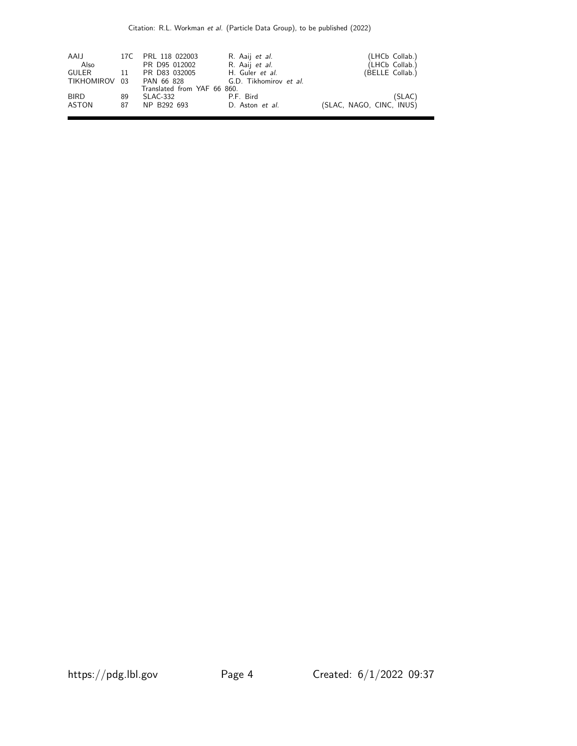| | | | | |
|---|---|---|---|---|
| AAIJ | 17C | PRL 118 022003 | R. Aaij *et al.* | (LHCb Collab.) |
| Also | | PR D95 012002 | R. Aaij *et al.* | (LHCb Collab.) |
| GULER | 11 | PR D83 032005 | H. Guler *et al.* | (BELLE Collab.) |
| TIKHOMIROV | 03 | PAN 66 828 | G.D. Tikhomirov *et al.* | |
| | | Translated from YAF 66 860. | | |
| BIRD | 89 | SLAC-332 | P.F. Bird | (SLAC) |
| ASTON | 87 | NP B292 693 | D. Aston *et al.* | (SLAC, NAGO, CINC, INUS) |